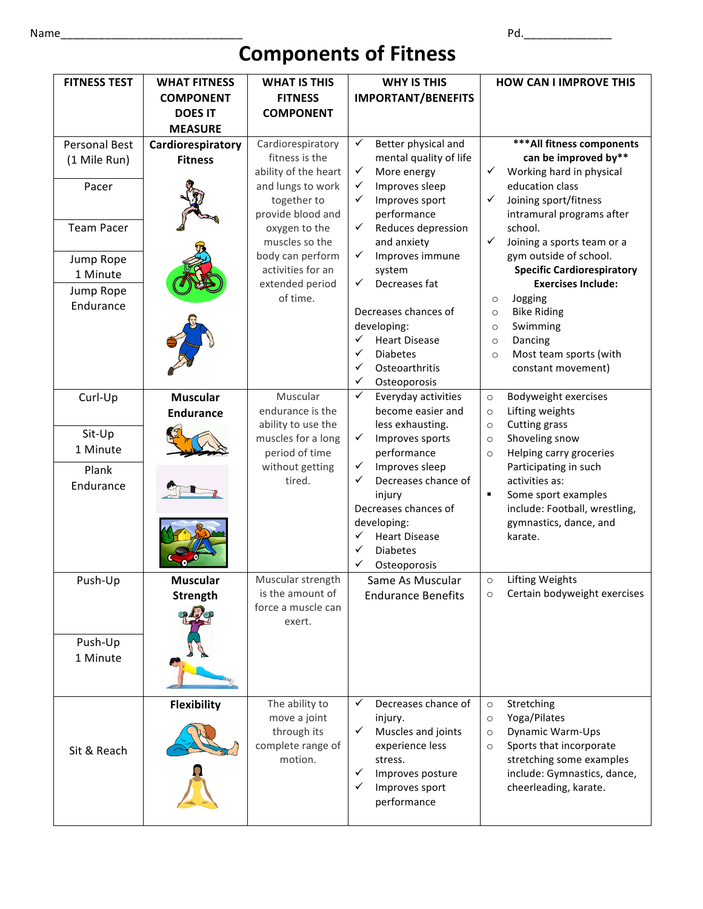Name_____________________________ Pd.______________

# Components of Fitness

| FITNESS TEST | WHAT FITNESS COMPONENT DOES IT MEASURE | WHAT IS THIS FITNESS COMPONENT | WHY IS THIS IMPORTANT/BENEFITS | HOW CAN I IMPROVE THIS |
|---|---|---|---|---|
| Personal Best (1 Mile Run)<br>Pacer<br>Team Pacer<br>Jump Rope 1 Minute<br>Jump Rope Endurance | **Cardiorespiratory Fitness** | Cardiorespiratory fitness is the ability of the heart and lungs to work together to provide blood and oxygen to the muscles so the body can perform activities for an extended period of time. | ✓ Better physical and mental quality of life<br>✓ More energy<br>✓ Improves sleep<br>✓ Improves sport performance<br>✓ Reduces depression and anxiety<br>✓ Improves immune system<br>✓ Decreases fat<br><br>Decreases chances of developing:<br>✓ Heart Disease<br>✓ Diabetes<br>✓ Osteoarthritis<br>✓ Osteoporosis | **\*\*\*All fitness components can be improved by\*\***<br>✓ Working hard in physical education class<br>✓ Joining sport/fitness intramural programs after school.<br>✓ Joining a sports team or a gym outside of school.<br>**Specific Cardiorespiratory Exercises Include:**<br>○ Jogging<br>○ Bike Riding<br>○ Swimming<br>○ Dancing<br>○ Most team sports (with constant movement) |
| Curl-Up<br>Sit-Up 1 Minute<br>Plank Endurance | **Muscular Endurance** | Muscular endurance is the ability to use the muscles for a long period of time without getting tired. | ✓ Everyday activities become easier and less exhausting.<br>✓ Improves sports performance<br>✓ Improves sleep<br>✓ Decreases chance of injury<br>Decreases chances of developing:<br>✓ Heart Disease<br>✓ Diabetes<br>✓ Osteoporosis | ○ Bodyweight exercises<br>○ Lifting weights<br>○ Cutting grass<br>○ Shoveling snow<br>○ Helping carry groceries<br>Participating in such activities as:<br>▪ Some sport examples include: Football, wrestling, gymnastics, dance, and karate. |
| Push-Up<br>Push-Up 1 Minute | **Muscular Strength** | Muscular strength is the amount of force a muscle can exert. | Same As Muscular Endurance Benefits | ○ Lifting Weights<br>○ Certain bodyweight exercises |
| Sit & Reach | **Flexibility** | The ability to move a joint through its complete range of motion. | ✓ Decreases chance of injury.<br>✓ Muscles and joints experience less stress.<br>✓ Improves posture<br>✓ Improves sport performance | ○ Stretching<br>○ Yoga/Pilates<br>○ Dynamic Warm-Ups<br>○ Sports that incorporate stretching some examples include: Gymnastics, dance, cheerleading, karate. |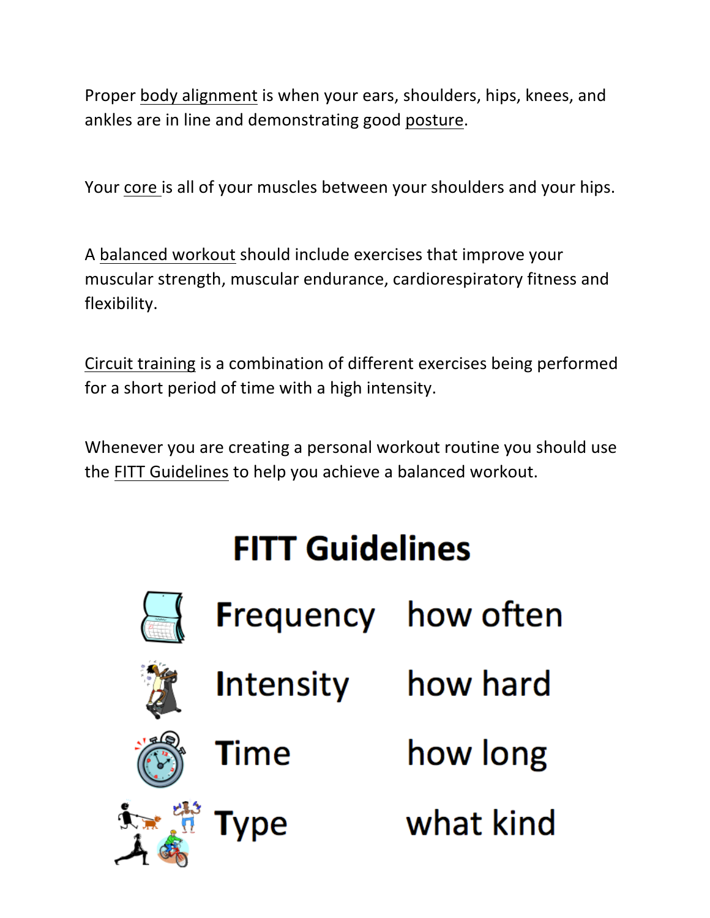Proper body alignment is when your ears, shoulders, hips, knees, and ankles are in line and demonstrating good posture.

Your core is all of your muscles between your shoulders and your hips.

A balanced workout should include exercises that improve your muscular strength, muscular endurance, cardiorespiratory fitness and flexibility.

Circuit training is a combination of different exercises being performed for a short period of time with a high intensity.

Whenever you are creating a personal workout routine you should use the FITT Guidelines to help you achieve a balanced workout.

## FITT Guidelines

| | |
|---|---|
| **Frequency** | how often |
| **Intensity** | how hard |
| **Time** | how long |
| **Type** | what kind |